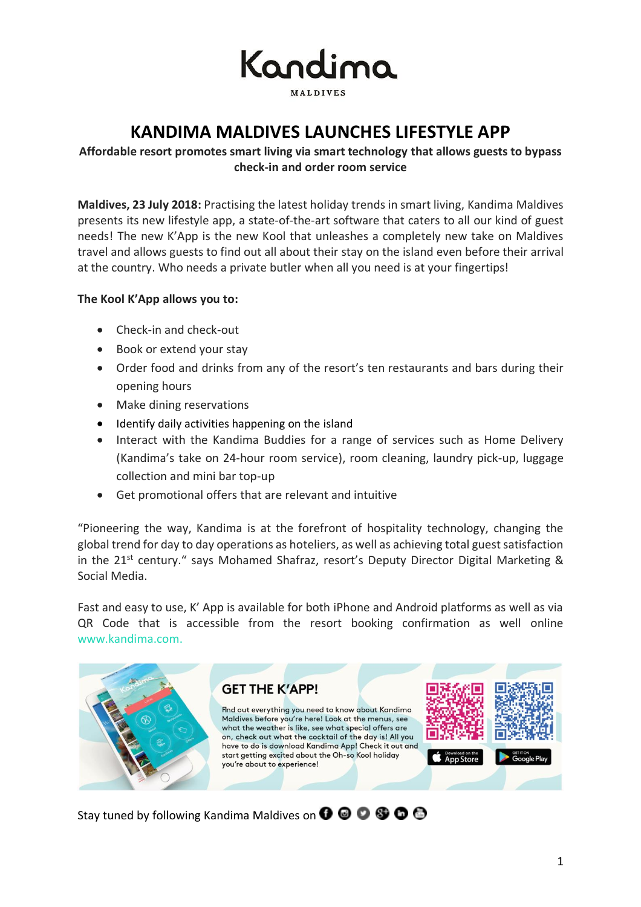# Kandima

MALDIVES

## KANDIMA MALDIVES LAUNCHES LIFESTYLE APP

**Affordable resort promotes smart living via smart technology that allows guests to bypass check-in and order room service**

**Maldives, 23 July 2018:** Practising the latest holiday trends in smart living, Kandima Maldives presents its new lifestyle app, a state-of-the-art software that caters to all our kind of guest needs! The new K'App is the new Kool that unleashes a completely new take on Maldives travel and allows guests to find out all about their stay on the island even before their arrival at the country. Who needs a private butler when all you need is at your fingertips!

**The Kool K'App allows you to:**

- Check-in and check-out
- Book or extend your stay
- Order food and drinks from any of the resort's ten restaurants and bars during their opening hours
- Make dining reservations
- Identify daily activities happening on the island
- Interact with the Kandima Buddies for a range of services such as Home Delivery (Kandima's take on 24-hour room service), room cleaning, laundry pick-up, luggage collection and mini bar top-up
- Get promotional offers that are relevant and intuitive

"Pioneering the way, Kandima is at the forefront of hospitality technology, changing the global trend for day to day operations as hoteliers, as well as achieving total guest satisfaction in the 21st century." says Mohamed Shafraz, resort's Deputy Director Digital Marketing & Social Media.

Fast and easy to use, K' App is available for both iPhone and Android platforms as well as via QR Code that is accessible from the resort booking confirmation as well online www.kandima.com.

**GET THE K'APP!**

Find out everything you need to know about Kandima Maldives before you're here! Look at the menus, see what the weather is like, see what special offers are on, check out what the cocktail of the day is! All you have to do is download Kandima App! Check it out and start getting excited about the Oh-so Kool holiday you're about to experience!

Download on the App Store | GET IT ON Google Play

Stay tuned by following Kandima Maldives on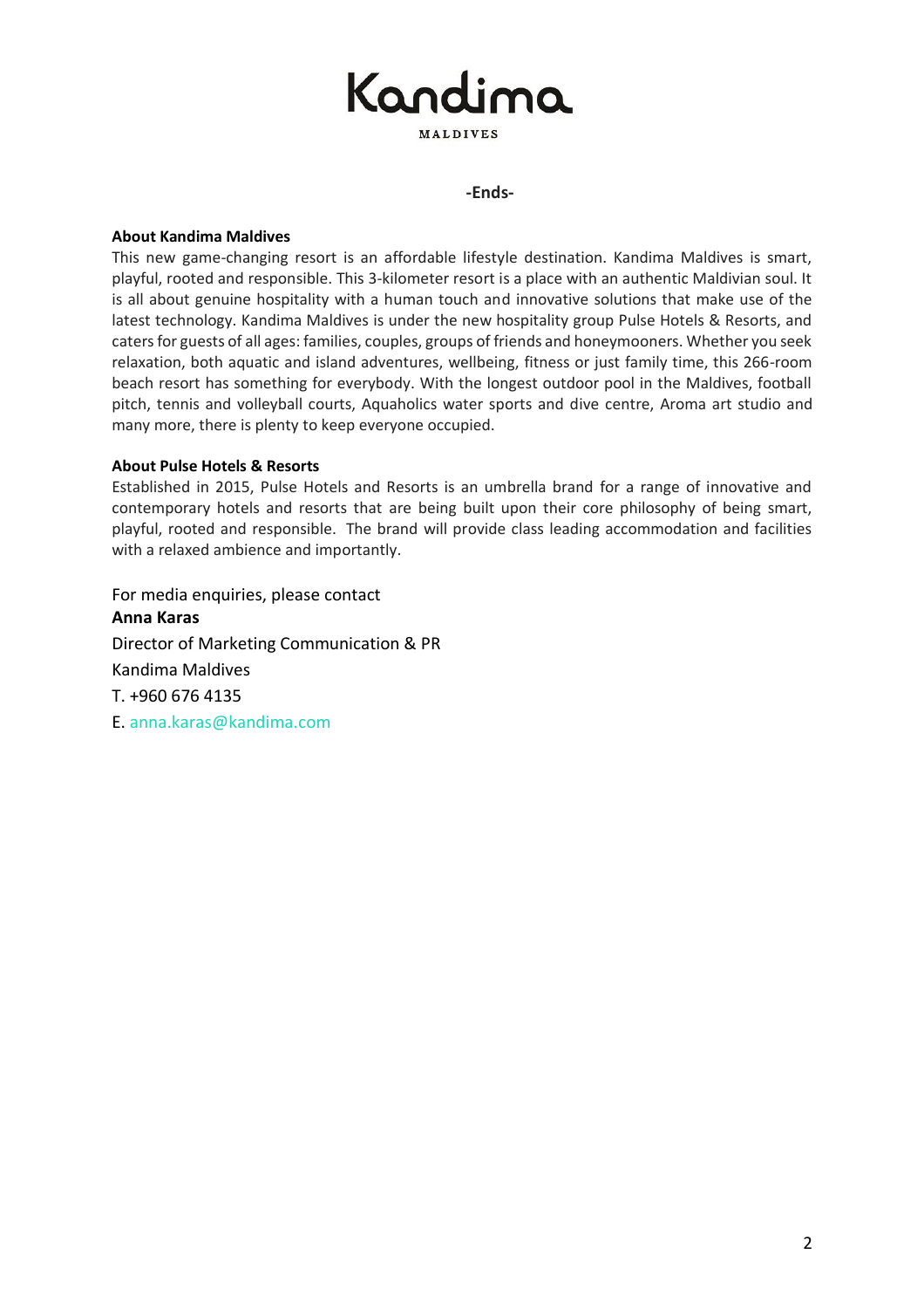Kandima

MALDIVES

**-Ends-**

**About Kandima Maldives**

This new game-changing resort is an affordable lifestyle destination. Kandima Maldives is smart, playful, rooted and responsible. This 3-kilometer resort is a place with an authentic Maldivian soul. It is all about genuine hospitality with a human touch and innovative solutions that make use of the latest technology. Kandima Maldives is under the new hospitality group Pulse Hotels & Resorts, and caters for guests of all ages: families, couples, groups of friends and honeymooners. Whether you seek relaxation, both aquatic and island adventures, wellbeing, fitness or just family time, this 266-room beach resort has something for everybody. With the longest outdoor pool in the Maldives, football pitch, tennis and volleyball courts, Aquaholics water sports and dive centre, Aroma art studio and many more, there is plenty to keep everyone occupied.

**About Pulse Hotels & Resorts**

Established in 2015, Pulse Hotels and Resorts is an umbrella brand for a range of innovative and contemporary hotels and resorts that are being built upon their core philosophy of being smart, playful, rooted and responsible. The brand will provide class leading accommodation and facilities with a relaxed ambience and importantly.

For media enquiries, please contact

**Anna Karas**

Director of Marketing Communication & PR

Kandima Maldives

T. +960 676 4135

E. anna.karas@kandima.com